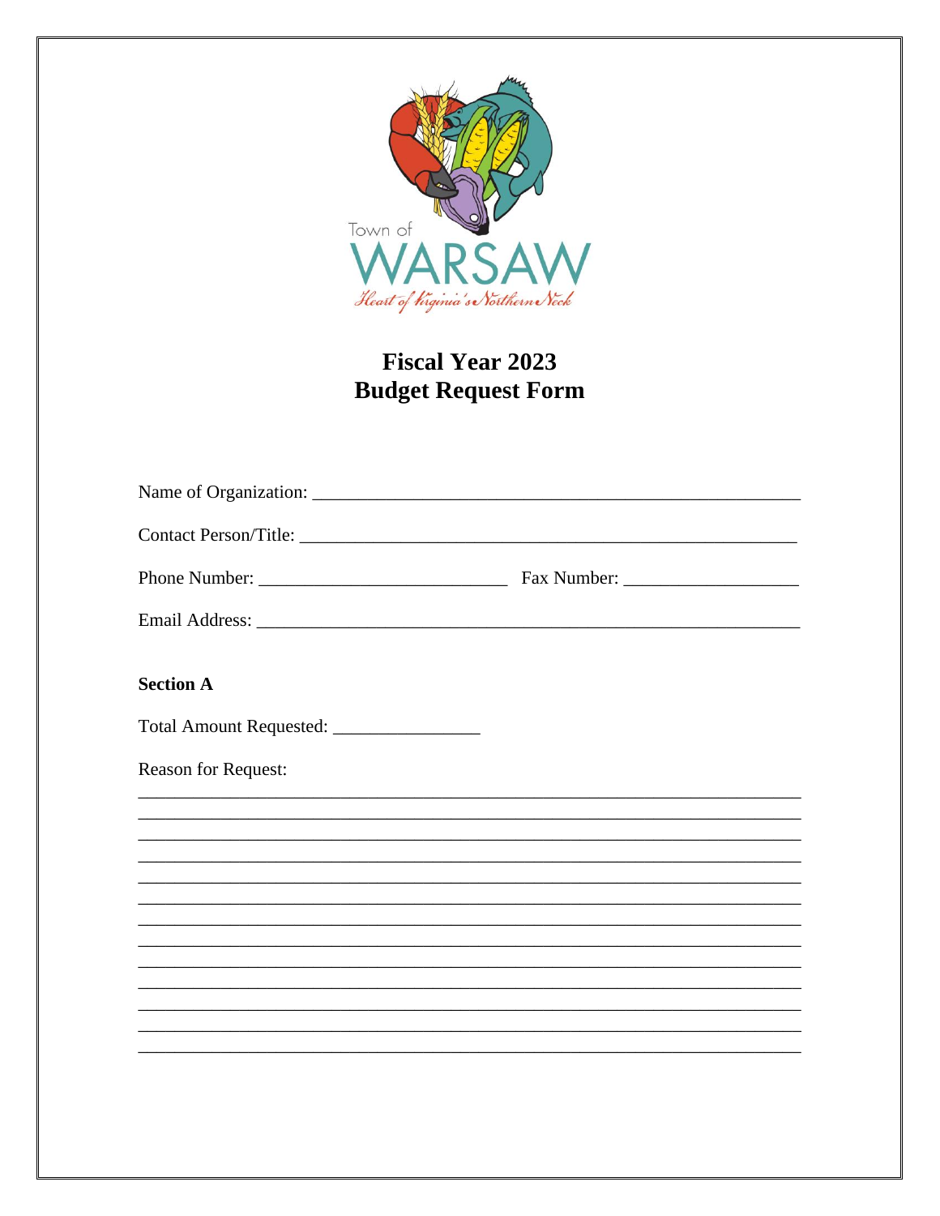Town of

WARSAW

*Heart of Virginia's Northern Neck*

# Fiscal Year 2023
# Budget Request Form

Name of Organization: ______________________________________________________

Contact Person/Title: ______________________________________________________

Phone Number: ___________________________ Fax Number: ___________________

Email Address: ____________________________________________________________

**Section A**

Total Amount Requested: ________________

Reason for Request:

_____________________________________________________________________________
_____________________________________________________________________________
_____________________________________________________________________________
_____________________________________________________________________________
_____________________________________________________________________________
_____________________________________________________________________________
_____________________________________________________________________________
_____________________________________________________________________________
_____________________________________________________________________________
_____________________________________________________________________________
_____________________________________________________________________________
_____________________________________________________________________________
_____________________________________________________________________________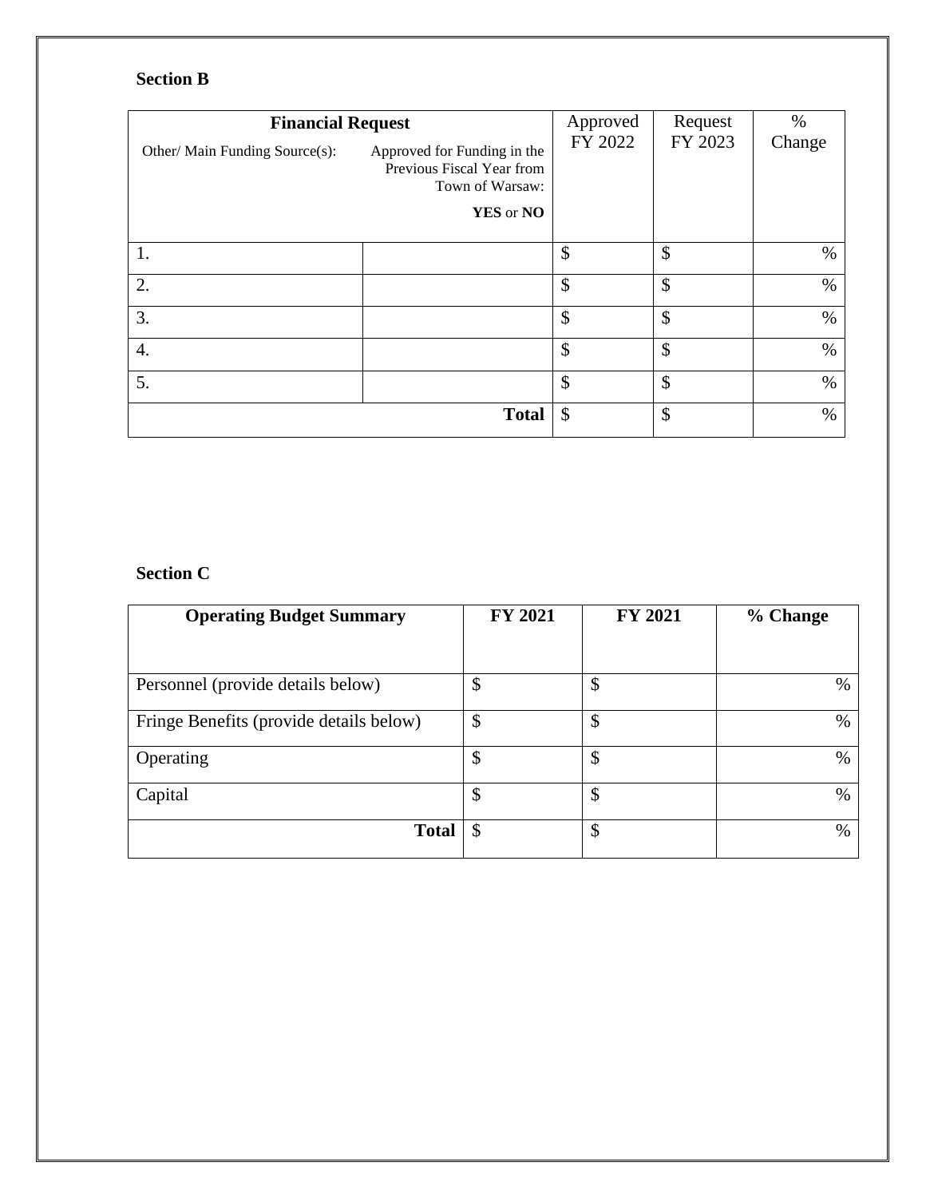**Section B**

| **Financial Request**<br>Other/ Main Funding Source(s): | Approved for Funding in the Previous Fiscal Year from Town of Warsaw:<br>**YES** or **NO** | Approved FY 2022 | Request FY 2023 | % Change |
|---|---|---|---|---|
| 1. | | $ | $ | % |
| 2. | | $ | $ | % |
| 3. | | $ | $ | % |
| 4. | | $ | $ | % |
| 5. | | $ | $ | % |
| | **Total** | $ | $ | % |

**Section C**

| **Operating Budget Summary** | **FY 2021** | **FY 2021** | **% Change** |
|---|---|---|---|
| Personnel (provide details below) | $ | $ | % |
| Fringe Benefits (provide details below) | $ | $ | % |
| Operating | $ | $ | % |
| Capital | $ | $ | % |
| **Total** | $ | $ | % |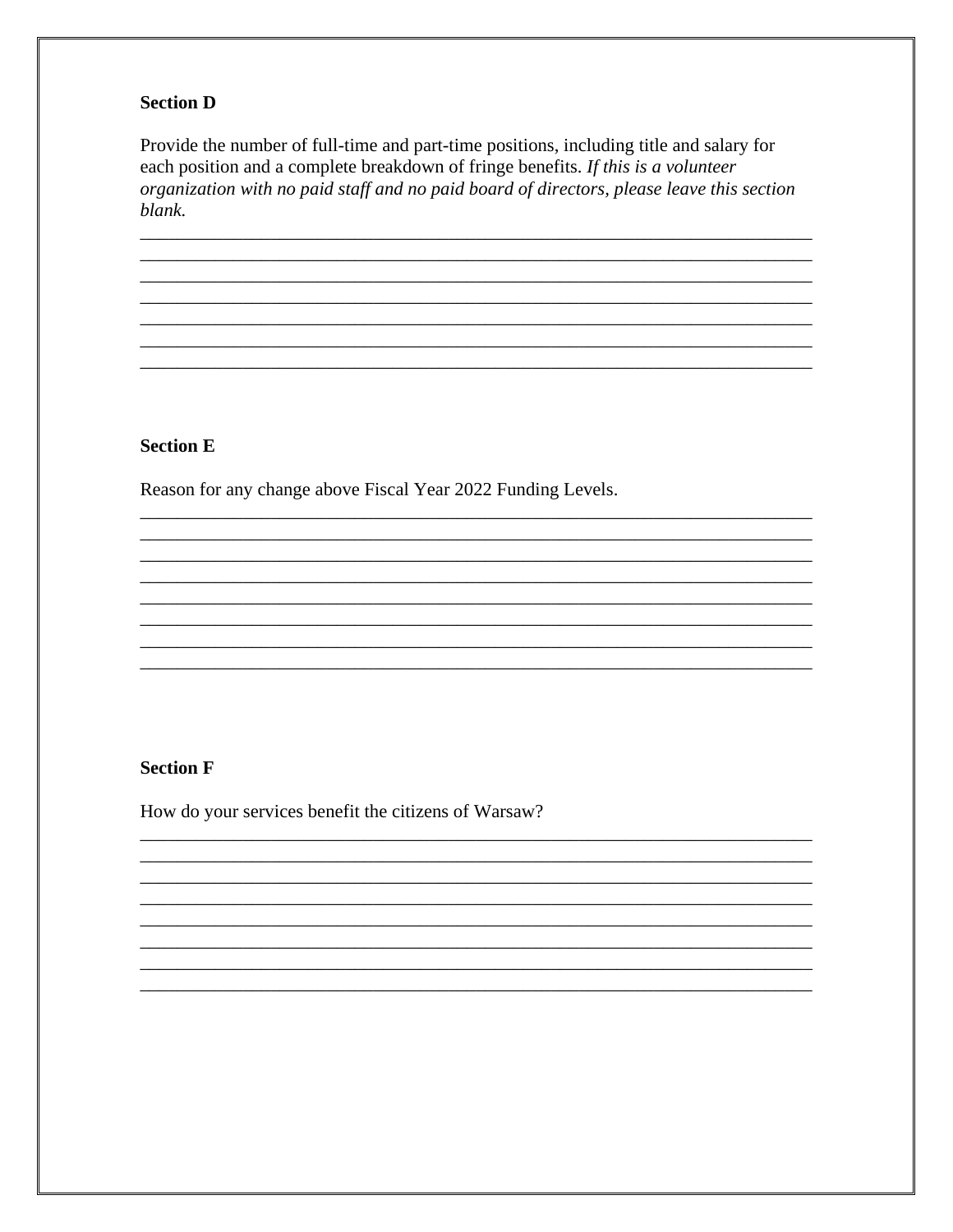**Section D**

Provide the number of full-time and part-time positions, including title and salary for each position and a complete breakdown of fringe benefits. *If this is a volunteer organization with no paid staff and no paid board of directors, please leave this section blank.*

___________________________________________________________________________
___________________________________________________________________________
___________________________________________________________________________
___________________________________________________________________________
___________________________________________________________________________
___________________________________________________________________________
___________________________________________________________________________

**Section E**

Reason for any change above Fiscal Year 2022 Funding Levels.

___________________________________________________________________________
___________________________________________________________________________
___________________________________________________________________________
___________________________________________________________________________
___________________________________________________________________________
___________________________________________________________________________
___________________________________________________________________________
___________________________________________________________________________

**Section F**

How do your services benefit the citizens of Warsaw?

___________________________________________________________________________
___________________________________________________________________________
___________________________________________________________________________
___________________________________________________________________________
___________________________________________________________________________
___________________________________________________________________________
___________________________________________________________________________
___________________________________________________________________________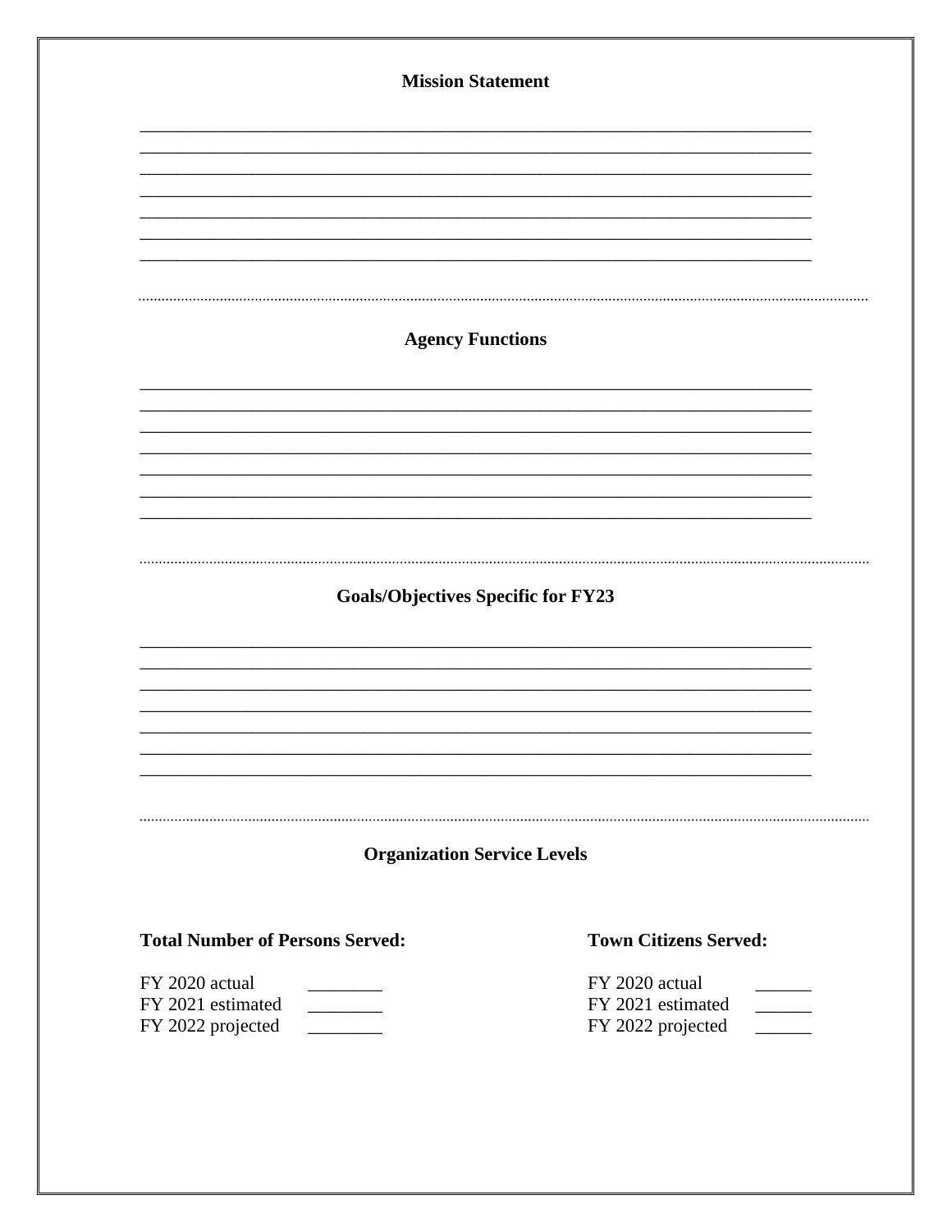## Mission Statement

\_\_\_\_\_\_\_\_\_\_\_\_\_\_\_\_\_\_\_\_\_\_\_\_\_\_\_\_\_\_\_\_\_\_\_\_\_\_\_\_\_\_\_\_\_\_\_\_\_\_\_\_\_\_\_\_\_\_\_\_\_\_\_\_\_\_\_\_\_\_
\_\_\_\_\_\_\_\_\_\_\_\_\_\_\_\_\_\_\_\_\_\_\_\_\_\_\_\_\_\_\_\_\_\_\_\_\_\_\_\_\_\_\_\_\_\_\_\_\_\_\_\_\_\_\_\_\_\_\_\_\_\_\_\_\_\_\_\_\_\_
\_\_\_\_\_\_\_\_\_\_\_\_\_\_\_\_\_\_\_\_\_\_\_\_\_\_\_\_\_\_\_\_\_\_\_\_\_\_\_\_\_\_\_\_\_\_\_\_\_\_\_\_\_\_\_\_\_\_\_\_\_\_\_\_\_\_\_\_\_\_
\_\_\_\_\_\_\_\_\_\_\_\_\_\_\_\_\_\_\_\_\_\_\_\_\_\_\_\_\_\_\_\_\_\_\_\_\_\_\_\_\_\_\_\_\_\_\_\_\_\_\_\_\_\_\_\_\_\_\_\_\_\_\_\_\_\_\_\_\_\_
\_\_\_\_\_\_\_\_\_\_\_\_\_\_\_\_\_\_\_\_\_\_\_\_\_\_\_\_\_\_\_\_\_\_\_\_\_\_\_\_\_\_\_\_\_\_\_\_\_\_\_\_\_\_\_\_\_\_\_\_\_\_\_\_\_\_\_\_\_\_
\_\_\_\_\_\_\_\_\_\_\_\_\_\_\_\_\_\_\_\_\_\_\_\_\_\_\_\_\_\_\_\_\_\_\_\_\_\_\_\_\_\_\_\_\_\_\_\_\_\_\_\_\_\_\_\_\_\_\_\_\_\_\_\_\_\_\_\_\_\_
\_\_\_\_\_\_\_\_\_\_\_\_\_\_\_\_\_\_\_\_\_\_\_\_\_\_\_\_\_\_\_\_\_\_\_\_\_\_\_\_\_\_\_\_\_\_\_\_\_\_\_\_\_\_\_\_\_\_\_\_\_\_\_\_\_\_\_\_\_\_

## Agency Functions

\_\_\_\_\_\_\_\_\_\_\_\_\_\_\_\_\_\_\_\_\_\_\_\_\_\_\_\_\_\_\_\_\_\_\_\_\_\_\_\_\_\_\_\_\_\_\_\_\_\_\_\_\_\_\_\_\_\_\_\_\_\_\_\_\_\_\_\_\_\_
\_\_\_\_\_\_\_\_\_\_\_\_\_\_\_\_\_\_\_\_\_\_\_\_\_\_\_\_\_\_\_\_\_\_\_\_\_\_\_\_\_\_\_\_\_\_\_\_\_\_\_\_\_\_\_\_\_\_\_\_\_\_\_\_\_\_\_\_\_\_
\_\_\_\_\_\_\_\_\_\_\_\_\_\_\_\_\_\_\_\_\_\_\_\_\_\_\_\_\_\_\_\_\_\_\_\_\_\_\_\_\_\_\_\_\_\_\_\_\_\_\_\_\_\_\_\_\_\_\_\_\_\_\_\_\_\_\_\_\_\_
\_\_\_\_\_\_\_\_\_\_\_\_\_\_\_\_\_\_\_\_\_\_\_\_\_\_\_\_\_\_\_\_\_\_\_\_\_\_\_\_\_\_\_\_\_\_\_\_\_\_\_\_\_\_\_\_\_\_\_\_\_\_\_\_\_\_\_\_\_\_
\_\_\_\_\_\_\_\_\_\_\_\_\_\_\_\_\_\_\_\_\_\_\_\_\_\_\_\_\_\_\_\_\_\_\_\_\_\_\_\_\_\_\_\_\_\_\_\_\_\_\_\_\_\_\_\_\_\_\_\_\_\_\_\_\_\_\_\_\_\_
\_\_\_\_\_\_\_\_\_\_\_\_\_\_\_\_\_\_\_\_\_\_\_\_\_\_\_\_\_\_\_\_\_\_\_\_\_\_\_\_\_\_\_\_\_\_\_\_\_\_\_\_\_\_\_\_\_\_\_\_\_\_\_\_\_\_\_\_\_\_
\_\_\_\_\_\_\_\_\_\_\_\_\_\_\_\_\_\_\_\_\_\_\_\_\_\_\_\_\_\_\_\_\_\_\_\_\_\_\_\_\_\_\_\_\_\_\_\_\_\_\_\_\_\_\_\_\_\_\_\_\_\_\_\_\_\_\_\_\_\_

## Goals/Objectives Specific for FY23

\_\_\_\_\_\_\_\_\_\_\_\_\_\_\_\_\_\_\_\_\_\_\_\_\_\_\_\_\_\_\_\_\_\_\_\_\_\_\_\_\_\_\_\_\_\_\_\_\_\_\_\_\_\_\_\_\_\_\_\_\_\_\_\_\_\_\_\_\_\_
\_\_\_\_\_\_\_\_\_\_\_\_\_\_\_\_\_\_\_\_\_\_\_\_\_\_\_\_\_\_\_\_\_\_\_\_\_\_\_\_\_\_\_\_\_\_\_\_\_\_\_\_\_\_\_\_\_\_\_\_\_\_\_\_\_\_\_\_\_\_
\_\_\_\_\_\_\_\_\_\_\_\_\_\_\_\_\_\_\_\_\_\_\_\_\_\_\_\_\_\_\_\_\_\_\_\_\_\_\_\_\_\_\_\_\_\_\_\_\_\_\_\_\_\_\_\_\_\_\_\_\_\_\_\_\_\_\_\_\_\_
\_\_\_\_\_\_\_\_\_\_\_\_\_\_\_\_\_\_\_\_\_\_\_\_\_\_\_\_\_\_\_\_\_\_\_\_\_\_\_\_\_\_\_\_\_\_\_\_\_\_\_\_\_\_\_\_\_\_\_\_\_\_\_\_\_\_\_\_\_\_
\_\_\_\_\_\_\_\_\_\_\_\_\_\_\_\_\_\_\_\_\_\_\_\_\_\_\_\_\_\_\_\_\_\_\_\_\_\_\_\_\_\_\_\_\_\_\_\_\_\_\_\_\_\_\_\_\_\_\_\_\_\_\_\_\_\_\_\_\_\_
\_\_\_\_\_\_\_\_\_\_\_\_\_\_\_\_\_\_\_\_\_\_\_\_\_\_\_\_\_\_\_\_\_\_\_\_\_\_\_\_\_\_\_\_\_\_\_\_\_\_\_\_\_\_\_\_\_\_\_\_\_\_\_\_\_\_\_\_\_\_
\_\_\_\_\_\_\_\_\_\_\_\_\_\_\_\_\_\_\_\_\_\_\_\_\_\_\_\_\_\_\_\_\_\_\_\_\_\_\_\_\_\_\_\_\_\_\_\_\_\_\_\_\_\_\_\_\_\_\_\_\_\_\_\_\_\_\_\_\_\_

## Organization Service Levels

**Total Number of Persons Served:**

FY 2020 actual \_\_\_\_\_\_\_\_
FY 2021 estimated \_\_\_\_\_\_\_\_
FY 2022 projected \_\_\_\_\_\_\_\_

**Town Citizens Served:**

FY 2020 actual \_\_\_\_\_\_
FY 2021 estimated \_\_\_\_\_\_
FY 2022 projected \_\_\_\_\_\_